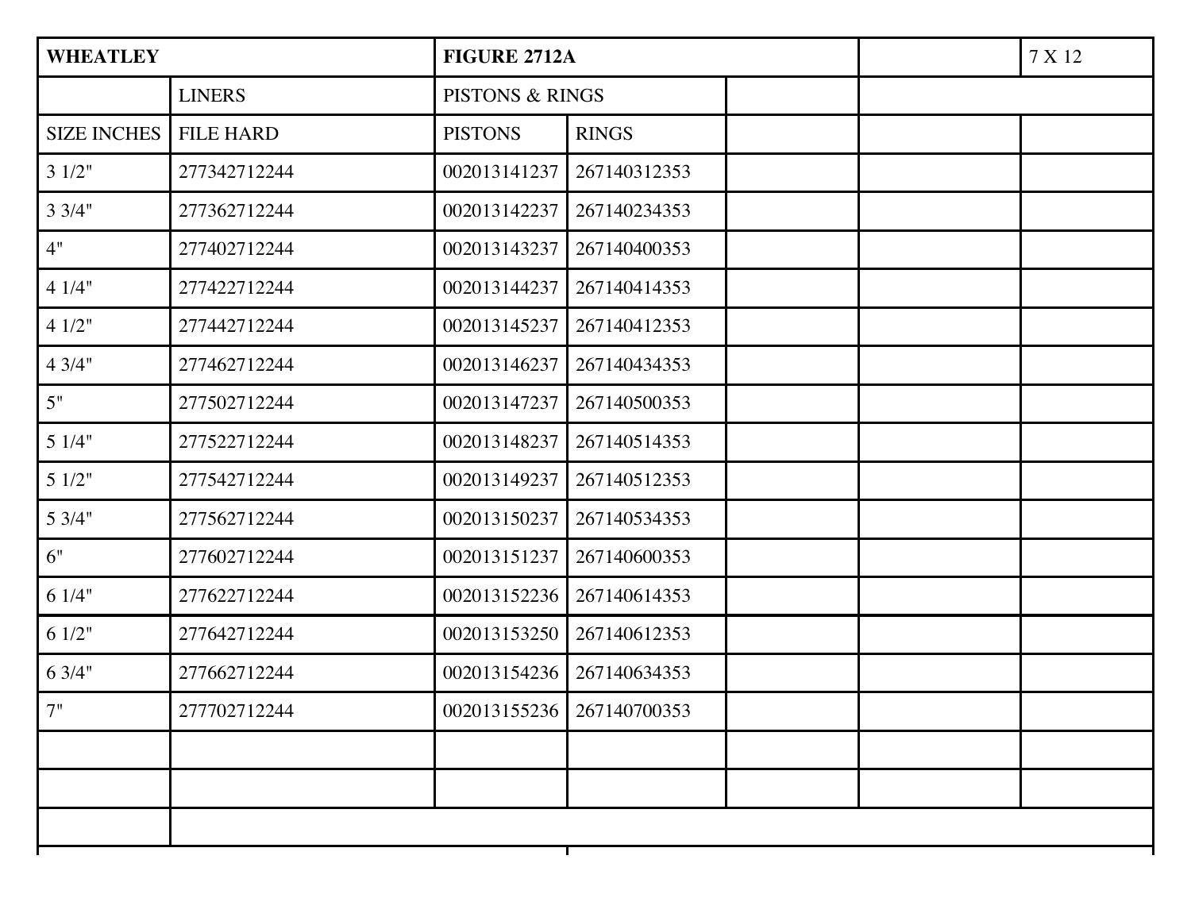| WHEATLEY | | FIGURE 2712A | | | | 7 X 12 |
|---|---|---|---|---|---|---|
| | LINERS | PISTONS & RINGS | | | | |
| SIZE INCHES | FILE HARD | PISTONS | RINGS | | | |
| 3 1/2" | 277342712244 | 002013141237 | 267140312353 | | | |
| 3 3/4" | 277362712244 | 002013142237 | 267140234353 | | | |
| 4" | 277402712244 | 002013143237 | 267140400353 | | | |
| 4 1/4" | 277422712244 | 002013144237 | 267140414353 | | | |
| 4 1/2" | 277442712244 | 002013145237 | 267140412353 | | | |
| 4 3/4" | 277462712244 | 002013146237 | 267140434353 | | | |
| 5" | 277502712244 | 002013147237 | 267140500353 | | | |
| 5 1/4" | 277522712244 | 002013148237 | 267140514353 | | | |
| 5 1/2" | 277542712244 | 002013149237 | 267140512353 | | | |
| 5 3/4" | 277562712244 | 002013150237 | 267140534353 | | | |
| 6" | 277602712244 | 002013151237 | 267140600353 | | | |
| 6 1/4" | 277622712244 | 002013152236 | 267140614353 | | | |
| 6 1/2" | 277642712244 | 002013153250 | 267140612353 | | | |
| 6 3/4" | 277662712244 | 002013154236 | 267140634353 | | | |
| 7" | 277702712244 | 002013155236 | 267140700353 | | | |
| | | | | | | |
| | | | | | | |
| | | | | | | |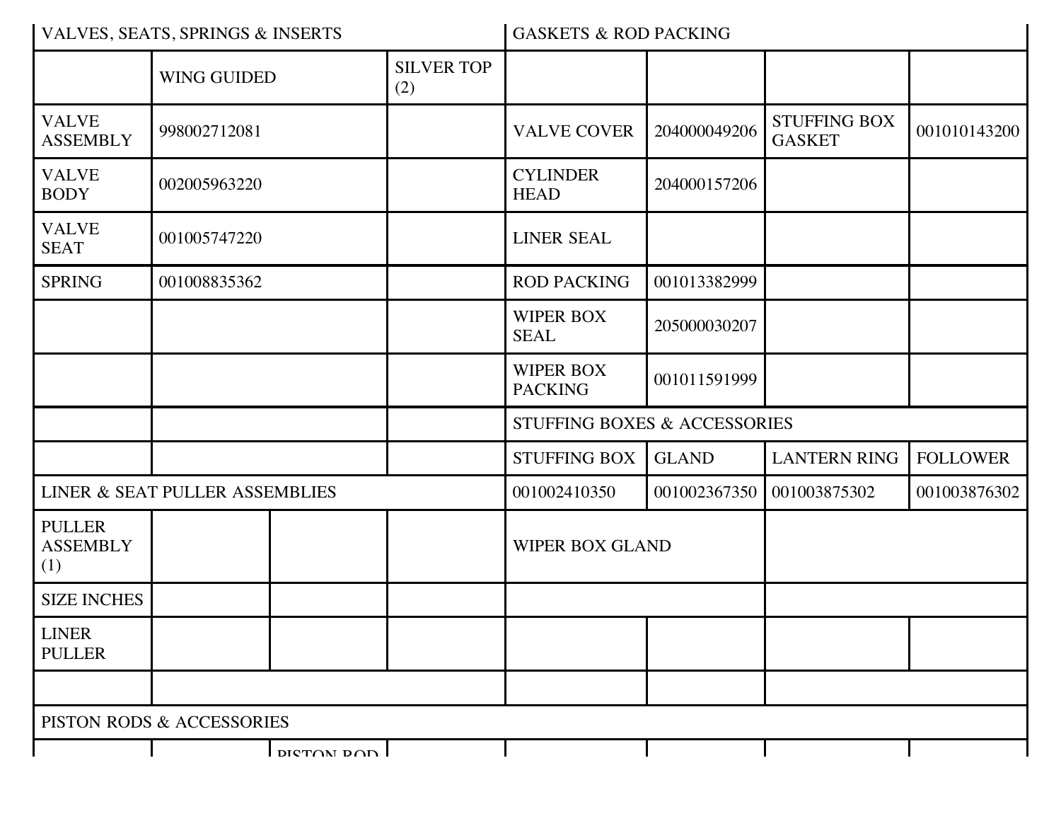| VALVES, SEATS, SPRINGS & INSERTS | | | | GASKETS & ROD PACKING | | | |
|---|---|---|---|---|---|---|---|
| | WING GUIDED | | SILVER TOP (2) | | | | |
| VALVE ASSEMBLY | 998002712081 | | | VALVE COVER | 204000049206 | STUFFING BOX GASKET | 001010143200 |
| VALVE BODY | 002005963220 | | | CYLINDER HEAD | 204000157206 | | |
| VALVE SEAT | 001005747220 | | | LINER SEAL | | | |
| SPRING | 001008835362 | | | ROD PACKING | 001013382999 | | |
| | | | | WIPER BOX SEAL | 205000030207 | | |
| | | | | WIPER BOX PACKING | 001011591999 | | |
| | | | | STUFFING BOXES & ACCESSORIES | | | |
| | | | | STUFFING BOX | GLAND | LANTERN RING | FOLLOWER |
| LINER & SEAT PULLER ASSEMBLIES | | | | 001002410350 | 001002367350 | 001003875302 | 001003876302 |
| PULLER ASSEMBLY (1) | | | | WIPER BOX GLAND | | | |
| SIZE INCHES | | | | | | | |
| LINER PULLER | | | | | | | |
| | | | | | | | |
| PISTON RODS & ACCESSORIES | | | | | | | |
| | | PISTON ROD | | | | | |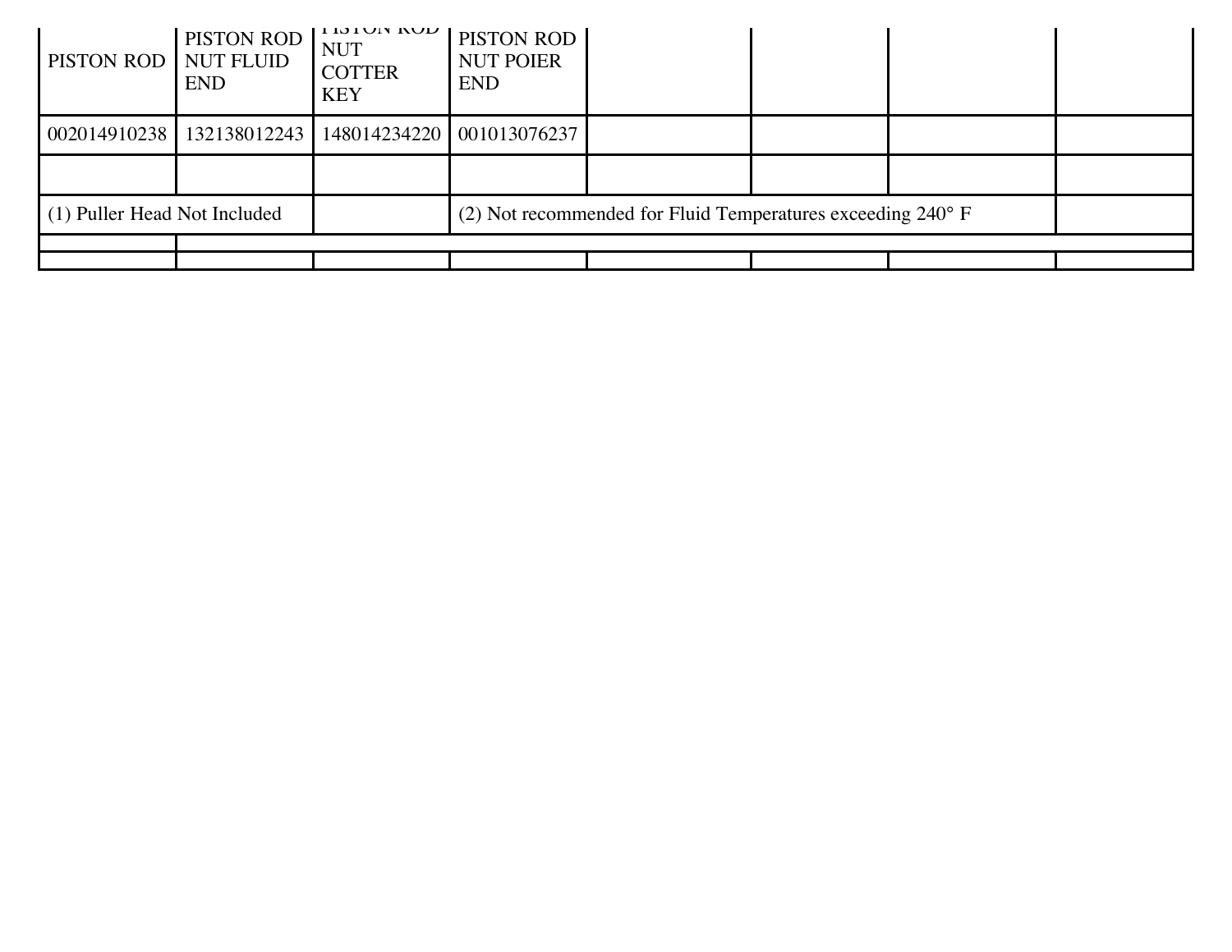| PISTON ROD | PISTON ROD NUT FLUID END | PISTON ROD NUT COTTER KEY | PISTON ROD NUT POIER END | | | | |
|---|---|---|---|---|---|---|---|
| 002014910238 | 132138012243 | 148014234220 | 001013076237 | | | | |
| | | | | | | | |
| (1) Puller Head Not Included | | | (2) Not recommended for Fluid Temperatures exceeding 240° F | | | | |
| | | | | | | | |
| | | | | | | | |